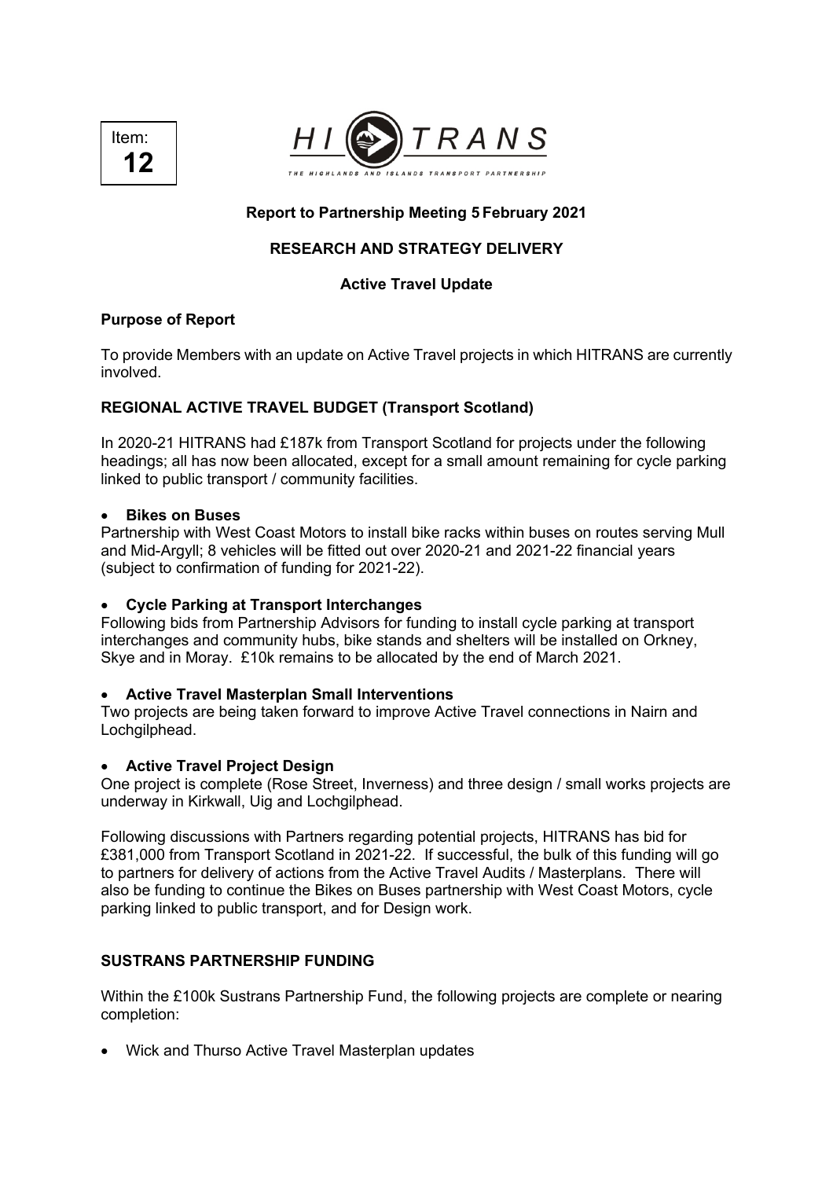Item: **12**

HI TRANS

THE HIGHLANDS AND ISLANDS TRANSPORT PARTNERSHIP

**Report to Partnership Meeting 5 February 2021**

**RESEARCH AND STRATEGY DELIVERY**

**Active Travel Update**

**Purpose of Report**

To provide Members with an update on Active Travel projects in which HITRANS are currently involved.

**REGIONAL ACTIVE TRAVEL BUDGET (Transport Scotland)**

In 2020-21 HITRANS had £187k from Transport Scotland for projects under the following headings; all has now been allocated, except for a small amount remaining for cycle parking linked to public transport / community facilities.

- **Bikes on Buses**

Partnership with West Coast Motors to install bike racks within buses on routes serving Mull and Mid-Argyll; 8 vehicles will be fitted out over 2020-21 and 2021-22 financial years (subject to confirmation of funding for 2021-22).

- **Cycle Parking at Transport Interchanges**

Following bids from Partnership Advisors for funding to install cycle parking at transport interchanges and community hubs, bike stands and shelters will be installed on Orkney, Skye and in Moray. £10k remains to be allocated by the end of March 2021.

- **Active Travel Masterplan Small Interventions**

Two projects are being taken forward to improve Active Travel connections in Nairn and Lochgilphead.

- **Active Travel Project Design**

One project is complete (Rose Street, Inverness) and three design / small works projects are underway in Kirkwall, Uig and Lochgilphead.

Following discussions with Partners regarding potential projects, HITRANS has bid for £381,000 from Transport Scotland in 2021-22. If successful, the bulk of this funding will go to partners for delivery of actions from the Active Travel Audits / Masterplans. There will also be funding to continue the Bikes on Buses partnership with West Coast Motors, cycle parking linked to public transport, and for Design work.

**SUSTRANS PARTNERSHIP FUNDING**

Within the £100k Sustrans Partnership Fund, the following projects are complete or nearing completion:

- Wick and Thurso Active Travel Masterplan updates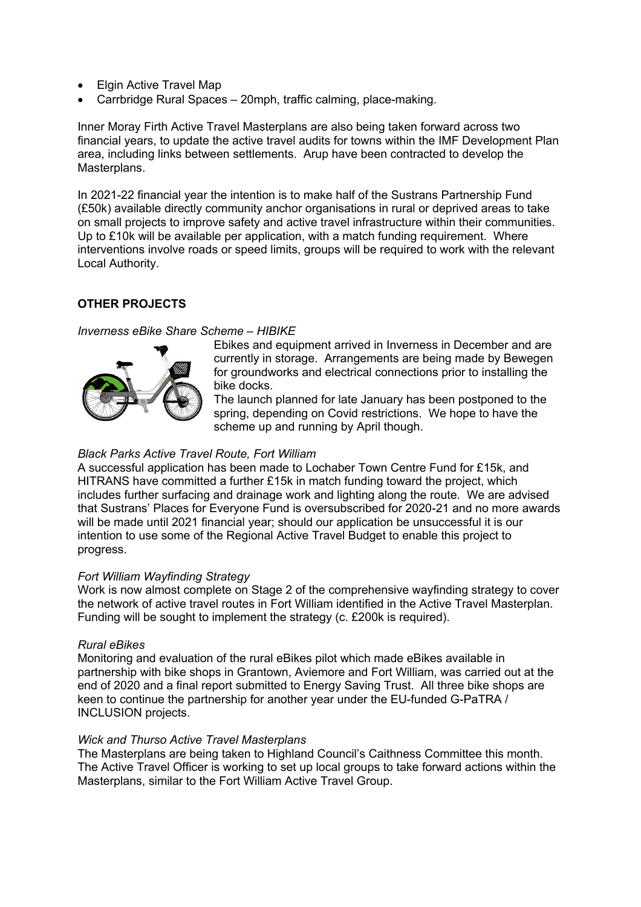- Elgin Active Travel Map
- Carrbridge Rural Spaces – 20mph, traffic calming, place-making.

Inner Moray Firth Active Travel Masterplans are also being taken forward across two financial years, to update the active travel audits for towns within the IMF Development Plan area, including links between settlements. Arup have been contracted to develop the Masterplans.

In 2021-22 financial year the intention is to make half of the Sustrans Partnership Fund (£50k) available directly community anchor organisations in rural or deprived areas to take on small projects to improve safety and active travel infrastructure within their communities. Up to £10k will be available per application, with a match funding requirement. Where interventions involve roads or speed limits, groups will be required to work with the relevant Local Authority.

**OTHER PROJECTS**

*Inverness eBike Share Scheme – HIBIKE*

Ebikes and equipment arrived in Inverness in December and are currently in storage. Arrangements are being made by Bewegen for groundworks and electrical connections prior to installing the bike docks.

The launch planned for late January has been postponed to the spring, depending on Covid restrictions. We hope to have the scheme up and running by April though.

*Black Parks Active Travel Route, Fort William*

A successful application has been made to Lochaber Town Centre Fund for £15k, and HITRANS have committed a further £15k in match funding toward the project, which includes further surfacing and drainage work and lighting along the route. We are advised that Sustrans' Places for Everyone Fund is oversubscribed for 2020-21 and no more awards will be made until 2021 financial year; should our application be unsuccessful it is our intention to use some of the Regional Active Travel Budget to enable this project to progress.

*Fort William Wayfinding Strategy*

Work is now almost complete on Stage 2 of the comprehensive wayfinding strategy to cover the network of active travel routes in Fort William identified in the Active Travel Masterplan. Funding will be sought to implement the strategy (c. £200k is required).

*Rural eBikes*

Monitoring and evaluation of the rural eBikes pilot which made eBikes available in partnership with bike shops in Grantown, Aviemore and Fort William, was carried out at the end of 2020 and a final report submitted to Energy Saving Trust. All three bike shops are keen to continue the partnership for another year under the EU-funded G-PaTRA / INCLUSION projects.

*Wick and Thurso Active Travel Masterplans*

The Masterplans are being taken to Highland Council's Caithness Committee this month. The Active Travel Officer is working to set up local groups to take forward actions within the Masterplans, similar to the Fort William Active Travel Group.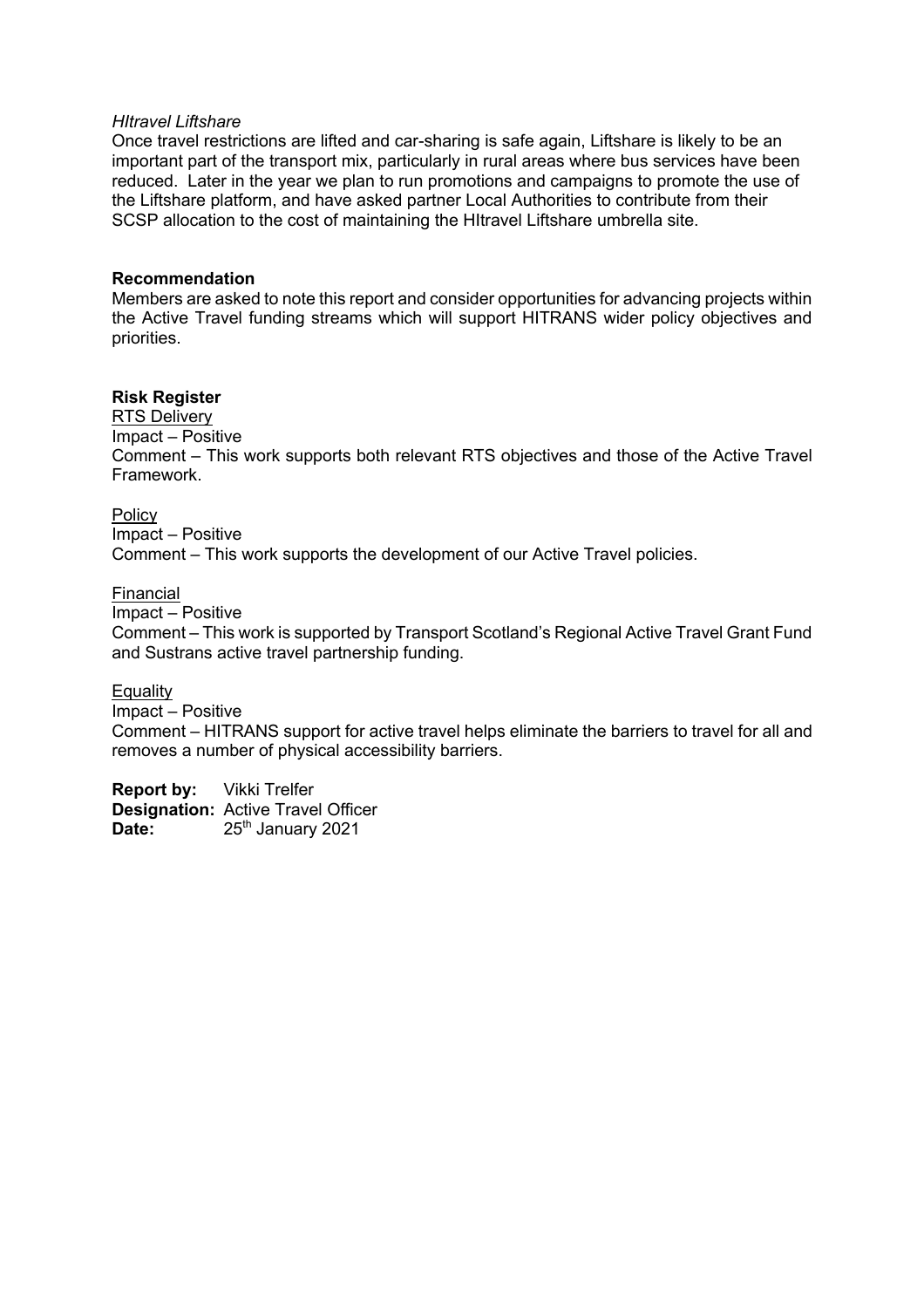*HItravel Liftshare*

Once travel restrictions are lifted and car-sharing is safe again, Liftshare is likely to be an important part of the transport mix, particularly in rural areas where bus services have been reduced. Later in the year we plan to run promotions and campaigns to promote the use of the Liftshare platform, and have asked partner Local Authorities to contribute from their SCSP allocation to the cost of maintaining the HItravel Liftshare umbrella site.

**Recommendation**

Members are asked to note this report and consider opportunities for advancing projects within the Active Travel funding streams which will support HITRANS wider policy objectives and priorities.

**Risk Register**

<u>RTS Delivery</u>
Impact – Positive
Comment – This work supports both relevant RTS objectives and those of the Active Travel Framework.

<u>Policy</u>
Impact – Positive
Comment – This work supports the development of our Active Travel policies.

<u>Financial</u>
Impact – Positive
Comment – This work is supported by Transport Scotland's Regional Active Travel Grant Fund and Sustrans active travel partnership funding.

<u>Equality</u>
Impact – Positive
Comment – HITRANS support for active travel helps eliminate the barriers to travel for all and removes a number of physical accessibility barriers.

**Report by:** Vikki Trelfer
**Designation:** Active Travel Officer
**Date:** 25th January 2021